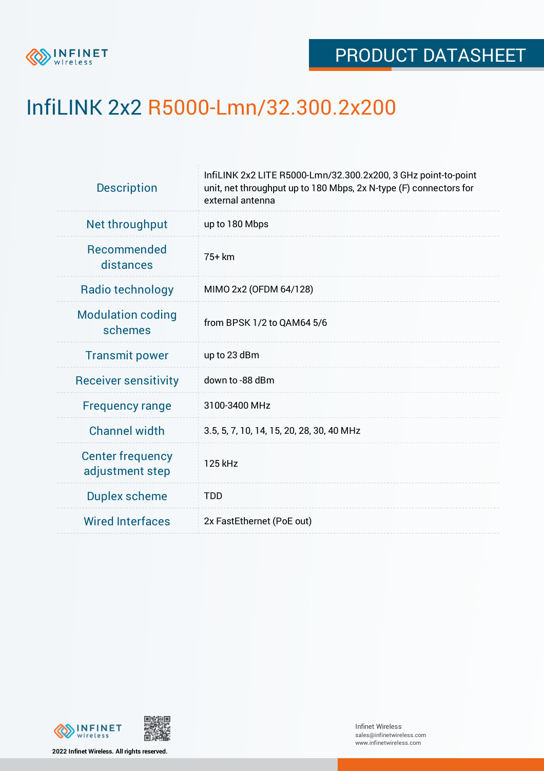# InfiLINK 2x2 R5000-Lmn/32.300.2x200

| | |
|---|---|
| Description | InfiLINK 2x2 LITE R5000-Lmn/32.300.2x200, 3 GHz point-to-point unit, net throughput up to 180 Mbps, 2x N-type (F) connectors for external antenna |
| Net throughput | up to 180 Mbps |
| Recommended distances | 75+ km |
| Radio technology | MIMO 2x2 (OFDM 64/128) |
| Modulation coding schemes | from BPSK 1/2 to QAM64 5/6 |
| Transmit power | up to 23 dBm |
| Receiver sensitivity | down to -88 dBm |
| Frequency range | 3100-3400 MHz |
| Channel width | 3.5, 5, 7, 10, 14, 15, 20, 28, 30, 40 MHz |
| Center frequency adjustment step | 125 kHz |
| Duplex scheme | TDD |
| Wired Interfaces | 2x FastEthernet (PoE out) |

2022 Infinet Wireless. All rights reserved.

Infinet Wireless
sales@infinetwireless.com
www.infinetwireless.com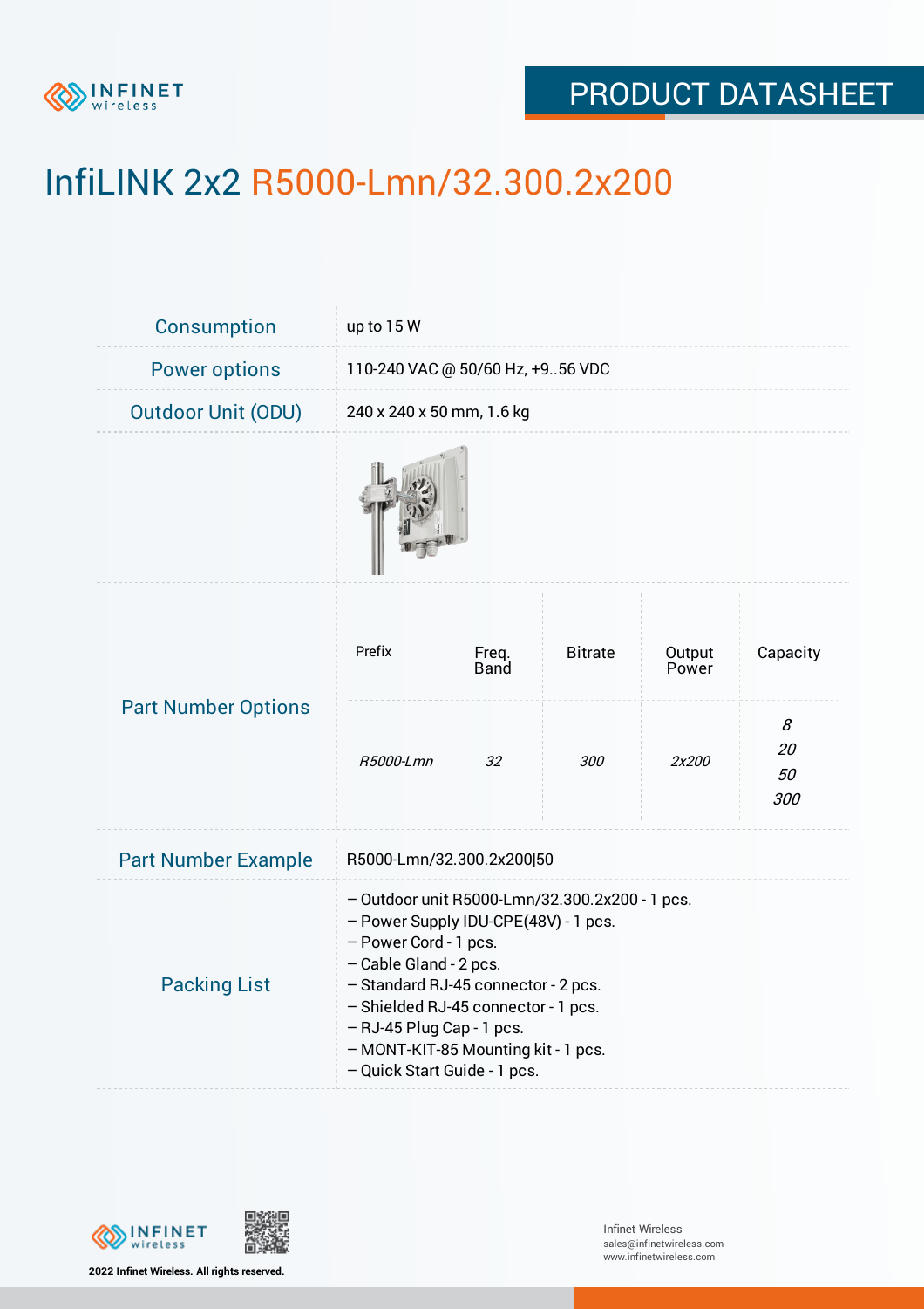# InfiLINK 2x2 R5000-Lmn/32.300.2x200

| | |
|---|---|
| Consumption | up to 15 W |
| Power options | 110-240 VAC @ 50/60 Hz, +9..56 VDC |
| Outdoor Unit (ODU) | 240 x 240 x 50 mm, 1.6 kg |

**Part Number Options**

| Prefix | Freq. Band | Bitrate | Output Power | Capacity |
|---|---|---|---|---|
| *R5000-Lmn* | *32* | *300* | *2x200* | *8*<br>*20*<br>*50*<br>*300* |

| | |
|---|---|
| Part Number Example | R5000-Lmn/32.300.2x200\|50 |

**Packing List**

- Outdoor unit R5000-Lmn/32.300.2x200 - 1 pcs.
- Power Supply IDU-CPE(48V) - 1 pcs.
- Power Cord - 1 pcs.
- Cable Gland - 2 pcs.
- Standard RJ-45 connector - 2 pcs.
- Shielded RJ-45 connector - 1 pcs.
- RJ-45 Plug Cap - 1 pcs.
- MONT-KIT-85 Mounting kit - 1 pcs.
- Quick Start Guide - 1 pcs.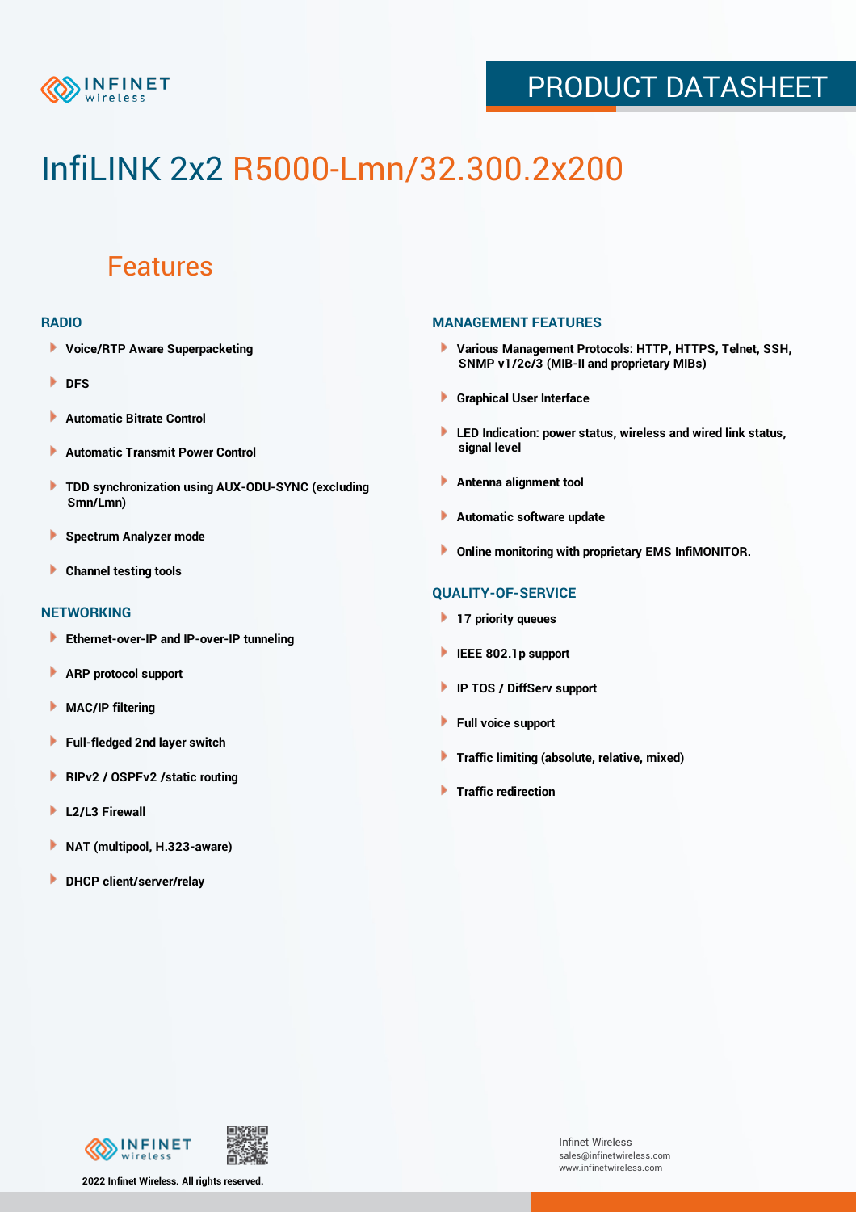# InfiLINK 2x2 R5000-Lmn/32.300.2x200

## Features

### RADIO

- Voice/RTP Aware Superpacketing
- DFS
- Automatic Bitrate Control
- Automatic Transmit Power Control
- TDD synchronization using AUX-ODU-SYNC (excluding Smn/Lmn)
- Spectrum Analyzer mode
- Channel testing tools

### NETWORKING

- Ethernet-over-IP and IP-over-IP tunneling
- ARP protocol support
- MAC/IP filtering
- Full-fledged 2nd layer switch
- RIPv2 / OSPFv2 /static routing
- L2/L3 Firewall
- NAT (multipool, H.323-aware)
- DHCP client/server/relay

### MANAGEMENT FEATURES

- Various Management Protocols: HTTP, HTTPS, Telnet, SSH, SNMP v1/2c/3 (MIB-II and proprietary MIBs)
- Graphical User Interface
- LED Indication: power status, wireless and wired link status, signal level
- Antenna alignment tool
- Automatic software update
- Online monitoring with proprietary EMS InfiMONITOR.

### QUALITY-OF-SERVICE

- 17 priority queues
- IEEE 802.1p support
- IP TOS / DiffServ support
- Full voice support
- Traffic limiting (absolute, relative, mixed)
- Traffic redirection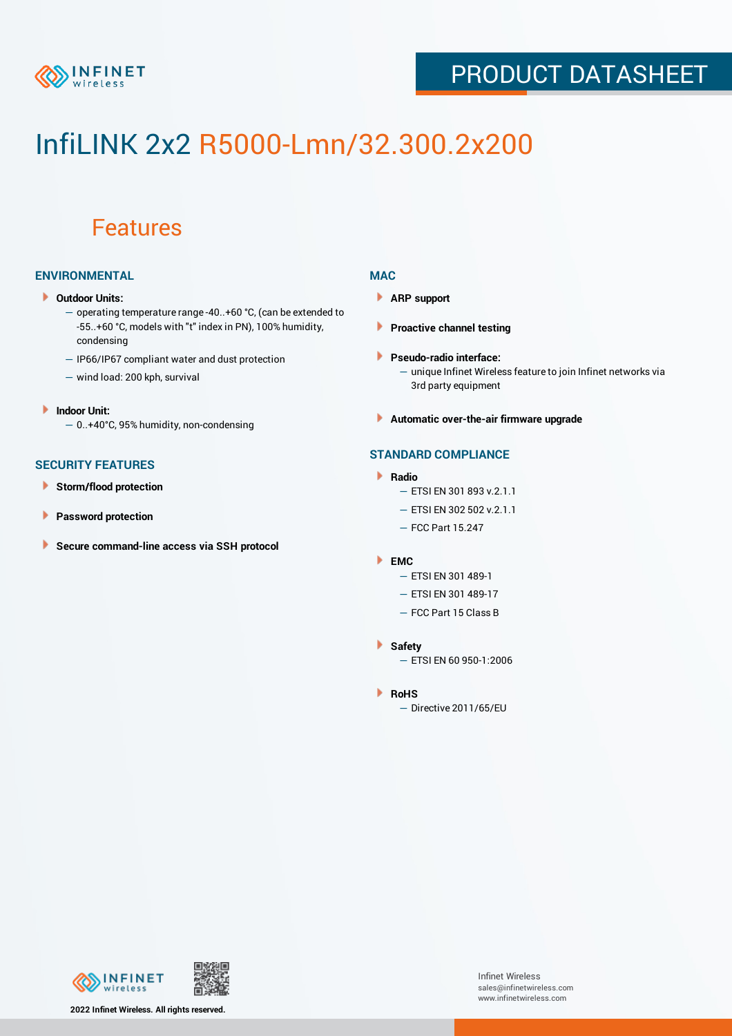# InfiLINK 2x2 R5000-Lmn/32.300.2x200

## Features

### ENVIRONMENTAL

- **Outdoor Units:**
  - operating temperature range -40..+60 °C, (can be extended to -55..+60 °C, models with "t" index in PN), 100% humidity, condensing
  - IP66/IP67 compliant water and dust protection
  - wind load: 200 kph, survival
- **Indoor Unit:**
  - 0..+40°C, 95% humidity, non-condensing

### SECURITY FEATURES

- **Storm/flood protection**
- **Password protection**
- **Secure command-line access via SSH protocol**

### MAC

- **ARP support**
- **Proactive channel testing**
- **Pseudo-radio interface:**
  - unique Infinet Wireless feature to join Infinet networks via 3rd party equipment
- **Automatic over-the-air firmware upgrade**

### STANDARD COMPLIANCE

- **Radio**
  - ETSI EN 301 893 v.2.1.1
  - ETSI EN 302 502 v.2.1.1
  - FCC Part 15.247
- **EMC**
  - ETSI EN 301 489-1
  - ETSI EN 301 489-17
  - FCC Part 15 Class B
- **Safety**
  - ETSI EN 60 950-1:2006
- **RoHS**
  - Directive 2011/65/EU